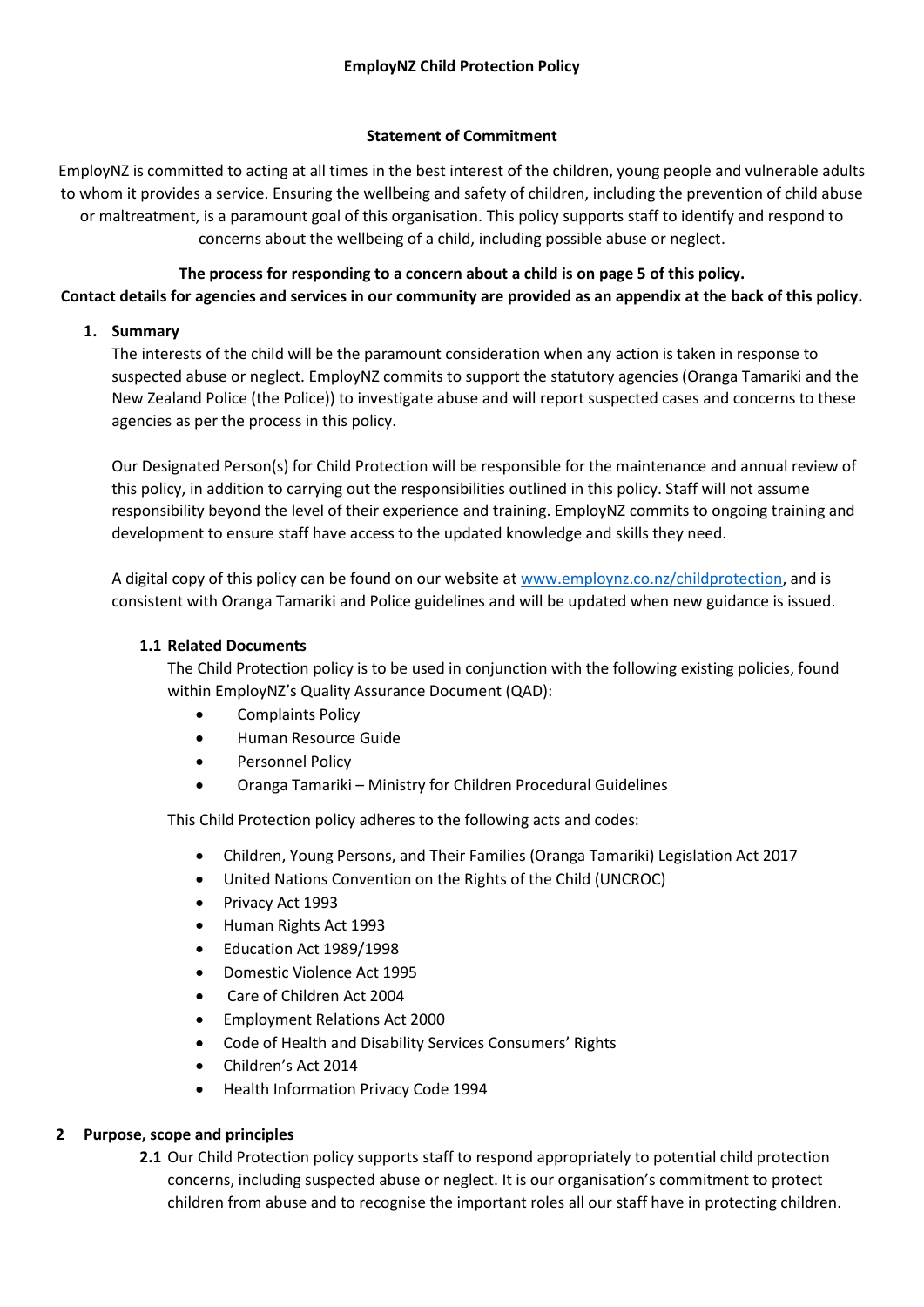# EmployNZ Child Protection Policy

## Statement of Commitment

EmployNZ is committed to acting at all times in the best interest of the children, young people and vulnerable adults to whom it provides a service. Ensuring the wellbeing and safety of children, including the prevention of child abuse or maltreatment, is a paramount goal of this organisation. This policy supports staff to identify and respond to concerns about the wellbeing of a child, including possible abuse or neglect.

**The process for responding to a concern about a child is on page 5 of this policy.**
**Contact details for agencies and services in our community are provided as an appendix at the back of this policy.**

## 1. Summary

The interests of the child will be the paramount consideration when any action is taken in response to suspected abuse or neglect. EmployNZ commits to support the statutory agencies (Oranga Tamariki and the New Zealand Police (the Police)) to investigate abuse and will report suspected cases and concerns to these agencies as per the process in this policy.

Our Designated Person(s) for Child Protection will be responsible for the maintenance and annual review of this policy, in addition to carrying out the responsibilities outlined in this policy. Staff will not assume responsibility beyond the level of their experience and training. EmployNZ commits to ongoing training and development to ensure staff have access to the updated knowledge and skills they need.

A digital copy of this policy can be found on our website at [www.employnz.co.nz/childprotection](www.employnz.co.nz/childprotection), and is consistent with Oranga Tamariki and Police guidelines and will be updated when new guidance is issued.

### 1.1 Related Documents

The Child Protection policy is to be used in conjunction with the following existing policies, found within EmployNZ's Quality Assurance Document (QAD):

- Complaints Policy
- Human Resource Guide
- Personnel Policy
- Oranga Tamariki – Ministry for Children Procedural Guidelines

This Child Protection policy adheres to the following acts and codes:

- Children, Young Persons, and Their Families (Oranga Tamariki) Legislation Act 2017
- United Nations Convention on the Rights of the Child (UNCROC)
- Privacy Act 1993
- Human Rights Act 1993
- Education Act 1989/1998
- Domestic Violence Act 1995
- Care of Children Act 2004
- Employment Relations Act 2000
- Code of Health and Disability Services Consumers' Rights
- Children's Act 2014
- Health Information Privacy Code 1994

## 2 Purpose, scope and principles

**2.1** Our Child Protection policy supports staff to respond appropriately to potential child protection concerns, including suspected abuse or neglect. It is our organisation's commitment to protect children from abuse and to recognise the important roles all our staff have in protecting children.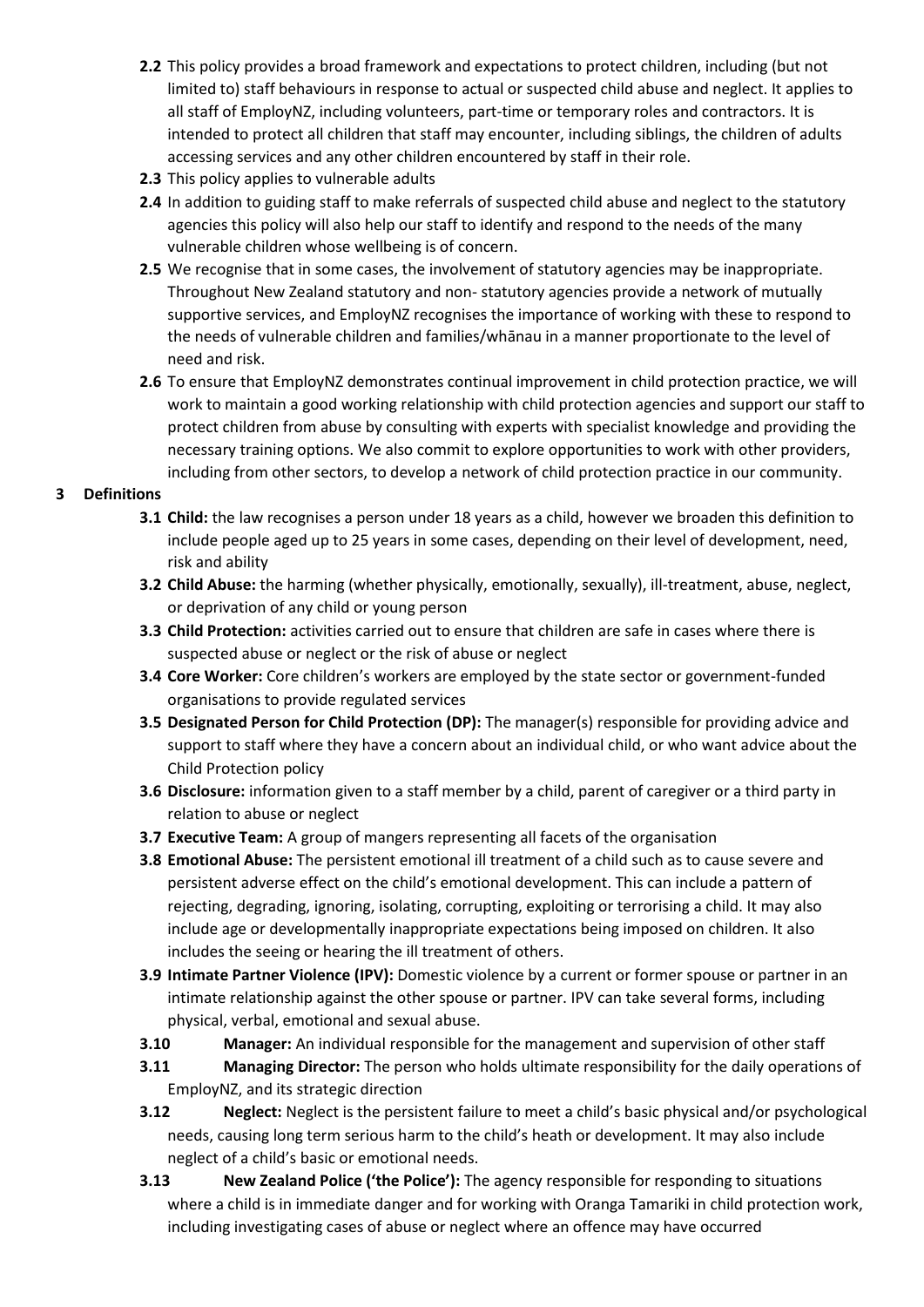**2.2** This policy provides a broad framework and expectations to protect children, including (but not limited to) staff behaviours in response to actual or suspected child abuse and neglect. It applies to all staff of EmployNZ, including volunteers, part-time or temporary roles and contractors. It is intended to protect all children that staff may encounter, including siblings, the children of adults accessing services and any other children encountered by staff in their role.

**2.3** This policy applies to vulnerable adults

**2.4** In addition to guiding staff to make referrals of suspected child abuse and neglect to the statutory agencies this policy will also help our staff to identify and respond to the needs of the many vulnerable children whose wellbeing is of concern.

**2.5** We recognise that in some cases, the involvement of statutory agencies may be inappropriate. Throughout New Zealand statutory and non- statutory agencies provide a network of mutually supportive services, and EmployNZ recognises the importance of working with these to respond to the needs of vulnerable children and families/whānau in a manner proportionate to the level of need and risk.

**2.6** To ensure that EmployNZ demonstrates continual improvement in child protection practice, we will work to maintain a good working relationship with child protection agencies and support our staff to protect children from abuse by consulting with experts with specialist knowledge and providing the necessary training options. We also commit to explore opportunities to work with other providers, including from other sectors, to develop a network of child protection practice in our community.

## 3 Definitions

**3.1** **Child:** the law recognises a person under 18 years as a child, however we broaden this definition to include people aged up to 25 years in some cases, depending on their level of development, need, risk and ability

**3.2** **Child Abuse:** the harming (whether physically, emotionally, sexually), ill-treatment, abuse, neglect, or deprivation of any child or young person

**3.3** **Child Protection:** activities carried out to ensure that children are safe in cases where there is suspected abuse or neglect or the risk of abuse or neglect

**3.4** **Core Worker:** Core children's workers are employed by the state sector or government-funded organisations to provide regulated services

**3.5** **Designated Person for Child Protection (DP):** The manager(s) responsible for providing advice and support to staff where they have a concern about an individual child, or who want advice about the Child Protection policy

**3.6** **Disclosure:** information given to a staff member by a child, parent of caregiver or a third party in relation to abuse or neglect

**3.7** **Executive Team:** A group of mangers representing all facets of the organisation

**3.8** **Emotional Abuse:** The persistent emotional ill treatment of a child such as to cause severe and persistent adverse effect on the child's emotional development. This can include a pattern of rejecting, degrading, ignoring, isolating, corrupting, exploiting or terrorising a child. It may also include age or developmentally inappropriate expectations being imposed on children. It also includes the seeing or hearing the ill treatment of others.

**3.9** **Intimate Partner Violence (IPV):** Domestic violence by a current or former spouse or partner in an intimate relationship against the other spouse or partner. IPV can take several forms, including physical, verbal, emotional and sexual abuse.

**3.10** **Manager:** An individual responsible for the management and supervision of other staff

**3.11** **Managing Director:** The person who holds ultimate responsibility for the daily operations of EmployNZ, and its strategic direction

**3.12** **Neglect:** Neglect is the persistent failure to meet a child's basic physical and/or psychological needs, causing long term serious harm to the child's heath or development. It may also include neglect of a child's basic or emotional needs.

**3.13** **New Zealand Police ('the Police'):** The agency responsible for responding to situations where a child is in immediate danger and for working with Oranga Tamariki in child protection work, including investigating cases of abuse or neglect where an offence may have occurred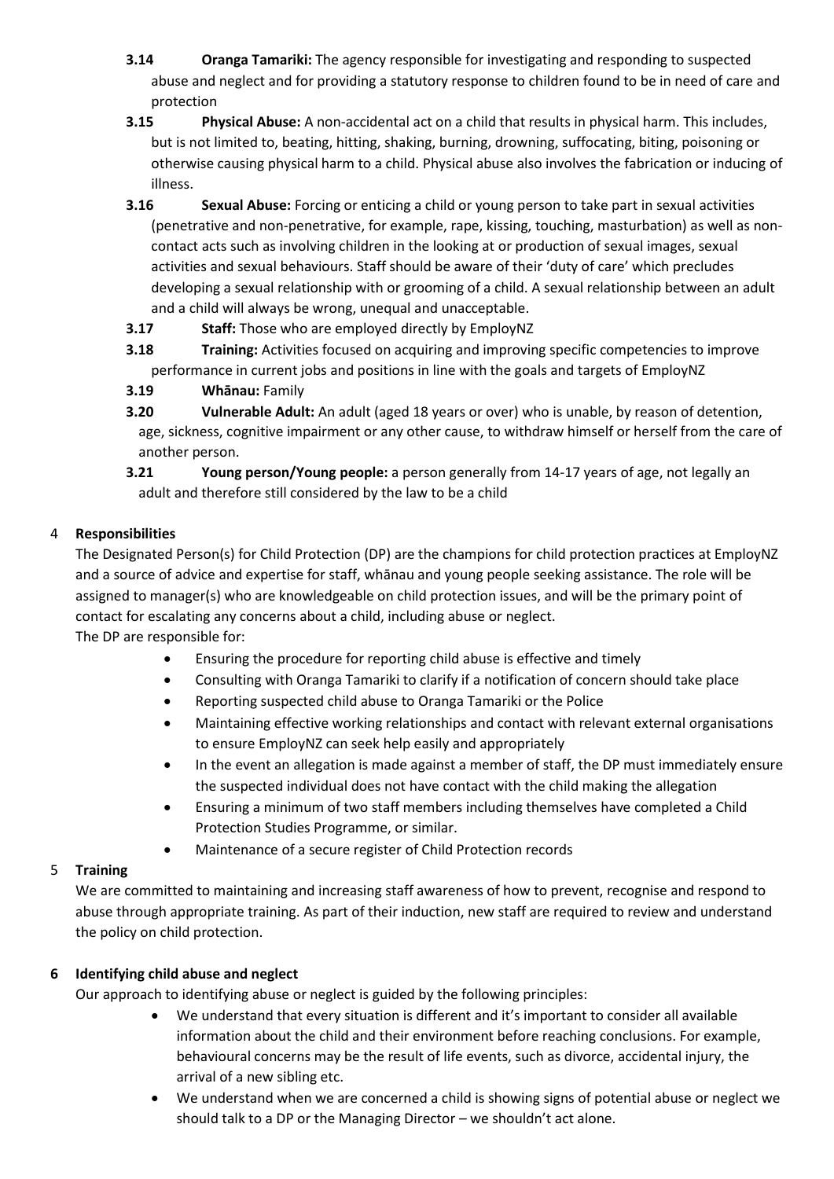**3.14 Oranga Tamariki:** The agency responsible for investigating and responding to suspected abuse and neglect and for providing a statutory response to children found to be in need of care and protection

**3.15 Physical Abuse:** A non-accidental act on a child that results in physical harm. This includes, but is not limited to, beating, hitting, shaking, burning, drowning, suffocating, biting, poisoning or otherwise causing physical harm to a child. Physical abuse also involves the fabrication or inducing of illness.

**3.16 Sexual Abuse:** Forcing or enticing a child or young person to take part in sexual activities (penetrative and non-penetrative, for example, rape, kissing, touching, masturbation) as well as non-contact acts such as involving children in the looking at or production of sexual images, sexual activities and sexual behaviours. Staff should be aware of their 'duty of care' which precludes developing a sexual relationship with or grooming of a child. A sexual relationship between an adult and a child will always be wrong, unequal and unacceptable.

**3.17 Staff:** Those who are employed directly by EmployNZ

**3.18 Training:** Activities focused on acquiring and improving specific competencies to improve performance in current jobs and positions in line with the goals and targets of EmployNZ

**3.19 Whānau:** Family

**3.20 Vulnerable Adult:** An adult (aged 18 years or over) who is unable, by reason of detention, age, sickness, cognitive impairment or any other cause, to withdraw himself or herself from the care of another person.

**3.21 Young person/Young people:** a person generally from 14-17 years of age, not legally an adult and therefore still considered by the law to be a child

## 4 Responsibilities

The Designated Person(s) for Child Protection (DP) are the champions for child protection practices at EmployNZ and a source of advice and expertise for staff, whānau and young people seeking assistance. The role will be assigned to manager(s) who are knowledgeable on child protection issues, and will be the primary point of contact for escalating any concerns about a child, including abuse or neglect.

The DP are responsible for:

- Ensuring the procedure for reporting child abuse is effective and timely
- Consulting with Oranga Tamariki to clarify if a notification of concern should take place
- Reporting suspected child abuse to Oranga Tamariki or the Police
- Maintaining effective working relationships and contact with relevant external organisations to ensure EmployNZ can seek help easily and appropriately
- In the event an allegation is made against a member of staff, the DP must immediately ensure the suspected individual does not have contact with the child making the allegation
- Ensuring a minimum of two staff members including themselves have completed a Child Protection Studies Programme, or similar.
- Maintenance of a secure register of Child Protection records

## 5 Training

We are committed to maintaining and increasing staff awareness of how to prevent, recognise and respond to abuse through appropriate training. As part of their induction, new staff are required to review and understand the policy on child protection.

## 6 Identifying child abuse and neglect

Our approach to identifying abuse or neglect is guided by the following principles:

- We understand that every situation is different and it's important to consider all available information about the child and their environment before reaching conclusions. For example, behavioural concerns may be the result of life events, such as divorce, accidental injury, the arrival of a new sibling etc.
- We understand when we are concerned a child is showing signs of potential abuse or neglect we should talk to a DP or the Managing Director – we shouldn't act alone.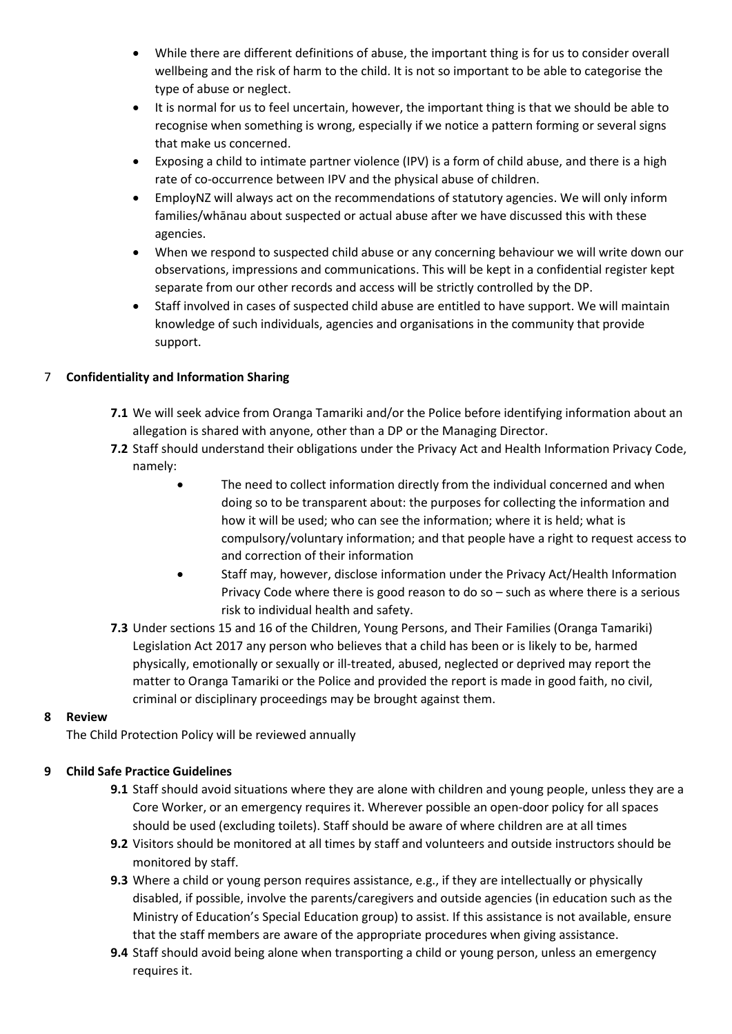- While there are different definitions of abuse, the important thing is for us to consider overall wellbeing and the risk of harm to the child. It is not so important to be able to categorise the type of abuse or neglect.
- It is normal for us to feel uncertain, however, the important thing is that we should be able to recognise when something is wrong, especially if we notice a pattern forming or several signs that make us concerned.
- Exposing a child to intimate partner violence (IPV) is a form of child abuse, and there is a high rate of co-occurrence between IPV and the physical abuse of children.
- EmployNZ will always act on the recommendations of statutory agencies. We will only inform families/whānau about suspected or actual abuse after we have discussed this with these agencies.
- When we respond to suspected child abuse or any concerning behaviour we will write down our observations, impressions and communications. This will be kept in a confidential register kept separate from our other records and access will be strictly controlled by the DP.
- Staff involved in cases of suspected child abuse are entitled to have support. We will maintain knowledge of such individuals, agencies and organisations in the community that provide support.

## 7 Confidentiality and Information Sharing

**7.1** We will seek advice from Oranga Tamariki and/or the Police before identifying information about an allegation is shared with anyone, other than a DP or the Managing Director.

**7.2** Staff should understand their obligations under the Privacy Act and Health Information Privacy Code, namely:

- The need to collect information directly from the individual concerned and when doing so to be transparent about: the purposes for collecting the information and how it will be used; who can see the information; where it is held; what is compulsory/voluntary information; and that people have a right to request access to and correction of their information
- Staff may, however, disclose information under the Privacy Act/Health Information Privacy Code where there is good reason to do so – such as where there is a serious risk to individual health and safety.

**7.3** Under sections 15 and 16 of the Children, Young Persons, and Their Families (Oranga Tamariki) Legislation Act 2017 any person who believes that a child has been or is likely to be, harmed physically, emotionally or sexually or ill-treated, abused, neglected or deprived may report the matter to Oranga Tamariki or the Police and provided the report is made in good faith, no civil, criminal or disciplinary proceedings may be brought against them.

## 8 Review

The Child Protection Policy will be reviewed annually

## 9 Child Safe Practice Guidelines

**9.1** Staff should avoid situations where they are alone with children and young people, unless they are a Core Worker, or an emergency requires it. Wherever possible an open-door policy for all spaces should be used (excluding toilets). Staff should be aware of where children are at all times

**9.2** Visitors should be monitored at all times by staff and volunteers and outside instructors should be monitored by staff.

**9.3** Where a child or young person requires assistance, e.g., if they are intellectually or physically disabled, if possible, involve the parents/caregivers and outside agencies (in education such as the Ministry of Education's Special Education group) to assist. If this assistance is not available, ensure that the staff members are aware of the appropriate procedures when giving assistance.

**9.4** Staff should avoid being alone when transporting a child or young person, unless an emergency requires it.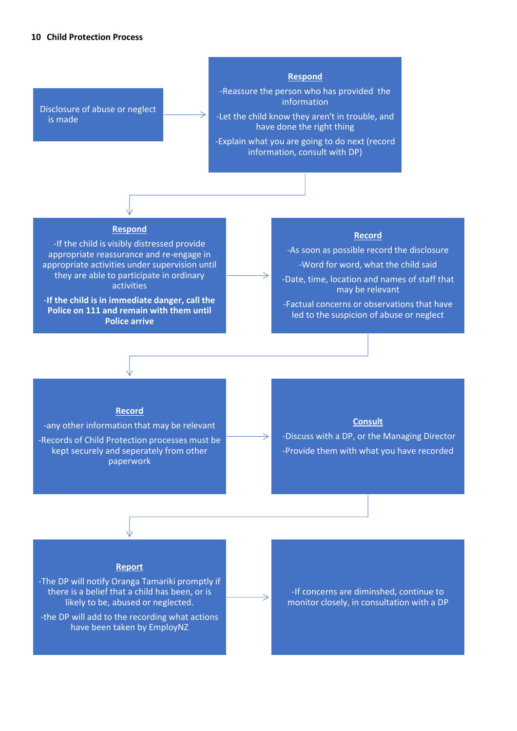## 10 Child Protection Process

Disclosure of abuse or neglect is made

→

**Respond**

-Reassure the person who has provided the information

-Let the child know they aren't in trouble, and have done the right thing

-Explain what you are going to do next (record information, consult with DP)

↓

**Respond**

-If the child is visibly distressed provide appropriate reassurance and re-engage in appropriate activities under supervision until they are able to participate in ordinary activities

**-If the child is in immediate danger, call the Police on 111 and remain with them until Police arrive**

→

**Record**

-As soon as possible record the disclosure

-Word for word, what the child said

-Date, time, location and names of staff that may be relevant

-Factual concerns or observations that have led to the suspicion of abuse or neglect

↓

**Record**

-any other information that may be relevant

-Records of Child Protection processes must be kept securely and seperately from other paperwork

→

**Consult**

-Discuss with a DP, or the Managing Director

-Provide them with what you have recorded

↓

**Report**

-The DP will notify Oranga Tamariki promptly if there is a belief that a child has been, or is likely to be, abused or neglected.

-the DP will add to the recording what actions have been taken by EmployNZ

→

-If concerns are diminshed, continue to monitor closely, in consultation with a DP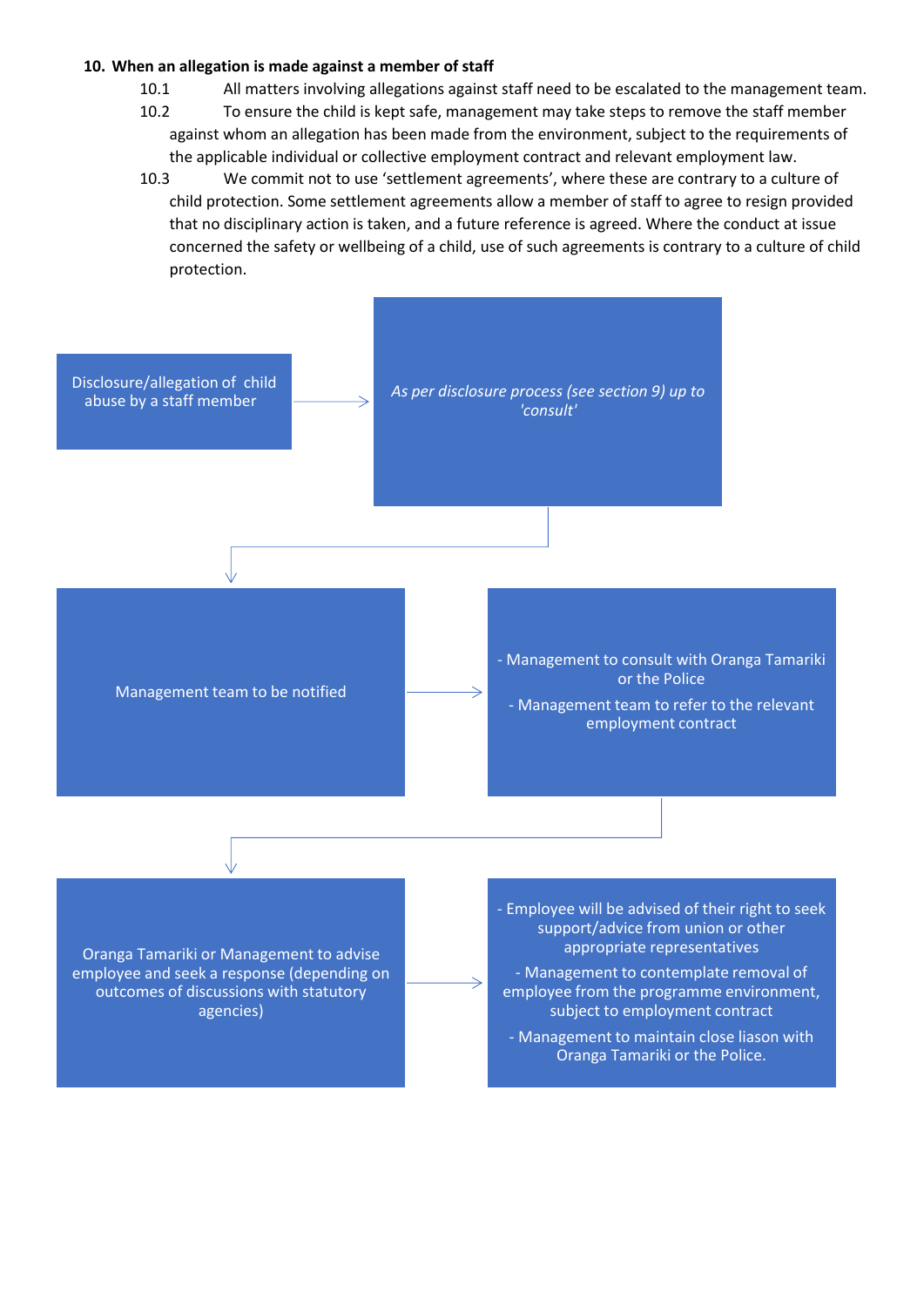## 10. When an allegation is made against a member of staff

10.1 All matters involving allegations against staff need to be escalated to the management team.

10.2 To ensure the child is kept safe, management may take steps to remove the staff member against whom an allegation has been made from the environment, subject to the requirements of the applicable individual or collective employment contract and relevant employment law.

10.3 We commit not to use 'settlement agreements', where these are contrary to a culture of child protection. Some settlement agreements allow a member of staff to agree to resign provided that no disciplinary action is taken, and a future reference is agreed. Where the conduct at issue concerned the safety or wellbeing of a child, use of such agreements is contrary to a culture of child protection.

Disclosure/allegation of child abuse by a staff member

→ *As per disclosure process (see section 9) up to 'consult'*

→ Management team to be notified

→ - Management to consult with Oranga Tamariki or the Police
- Management team to refer to the relevant employment contract

→ Oranga Tamariki or Management to advise employee and seek a response (depending on outcomes of discussions with statutory agencies)

→ - Employee will be advised of their right to seek support/advice from union or other appropriate representatives
- Management to contemplate removal of employee from the programme environment, subject to employment contract
- Management to maintain close liason with Oranga Tamariki or the Police.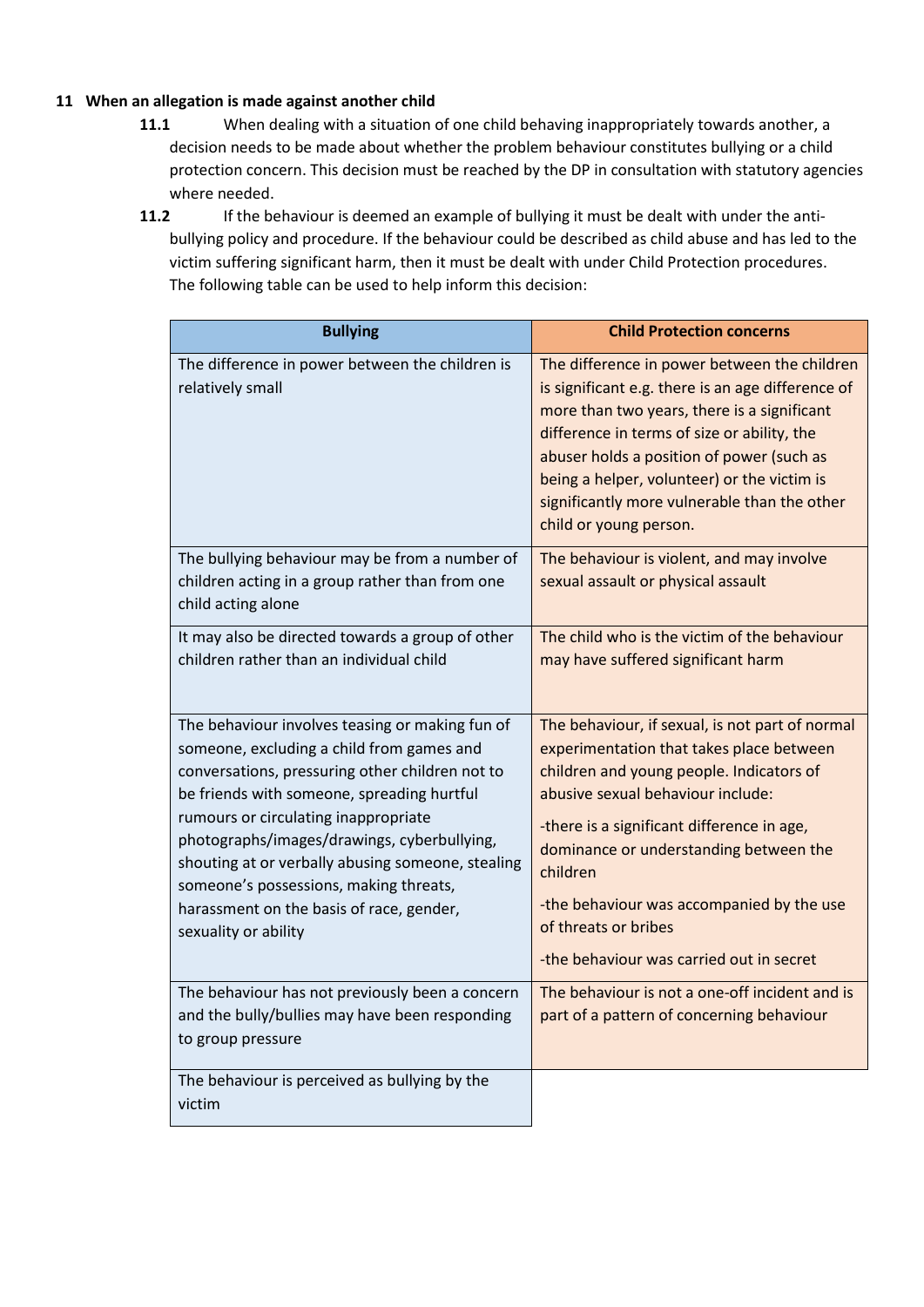## 11 When an allegation is made against another child

**11.1** When dealing with a situation of one child behaving inappropriately towards another, a decision needs to be made about whether the problem behaviour constitutes bullying or a child protection concern. This decision must be reached by the DP in consultation with statutory agencies where needed.

**11.2** If the behaviour is deemed an example of bullying it must be dealt with under the anti-bullying policy and procedure. If the behaviour could be described as child abuse and has led to the victim suffering significant harm, then it must be dealt with under Child Protection procedures. The following table can be used to help inform this decision:

| Bullying | Child Protection concerns |
|---|---|
| The difference in power between the children is relatively small | The difference in power between the children is significant e.g. there is an age difference of more than two years, there is a significant difference in terms of size or ability, the abuser holds a position of power (such as being a helper, volunteer) or the victim is significantly more vulnerable than the other child or young person. |
| The bullying behaviour may be from a number of children acting in a group rather than from one child acting alone | The behaviour is violent, and may involve sexual assault or physical assault |
| It may also be directed towards a group of other children rather than an individual child | The child who is the victim of the behaviour may have suffered significant harm |
| The behaviour involves teasing or making fun of someone, excluding a child from games and conversations, pressuring other children not to be friends with someone, spreading hurtful rumours or circulating inappropriate photographs/images/drawings, cyberbullying, shouting at or verbally abusing someone, stealing someone's possessions, making threats, harassment on the basis of race, gender, sexuality or ability | The behaviour, if sexual, is not part of normal experimentation that takes place between children and young people. Indicators of abusive sexual behaviour include:<br>-there is a significant difference in age, dominance or understanding between the children<br>-the behaviour was accompanied by the use of threats or bribes<br>-the behaviour was carried out in secret |
| The behaviour has not previously been a concern and the bully/bullies may have been responding to group pressure | The behaviour is not a one-off incident and is part of a pattern of concerning behaviour |
| The behaviour is perceived as bullying by the victim | |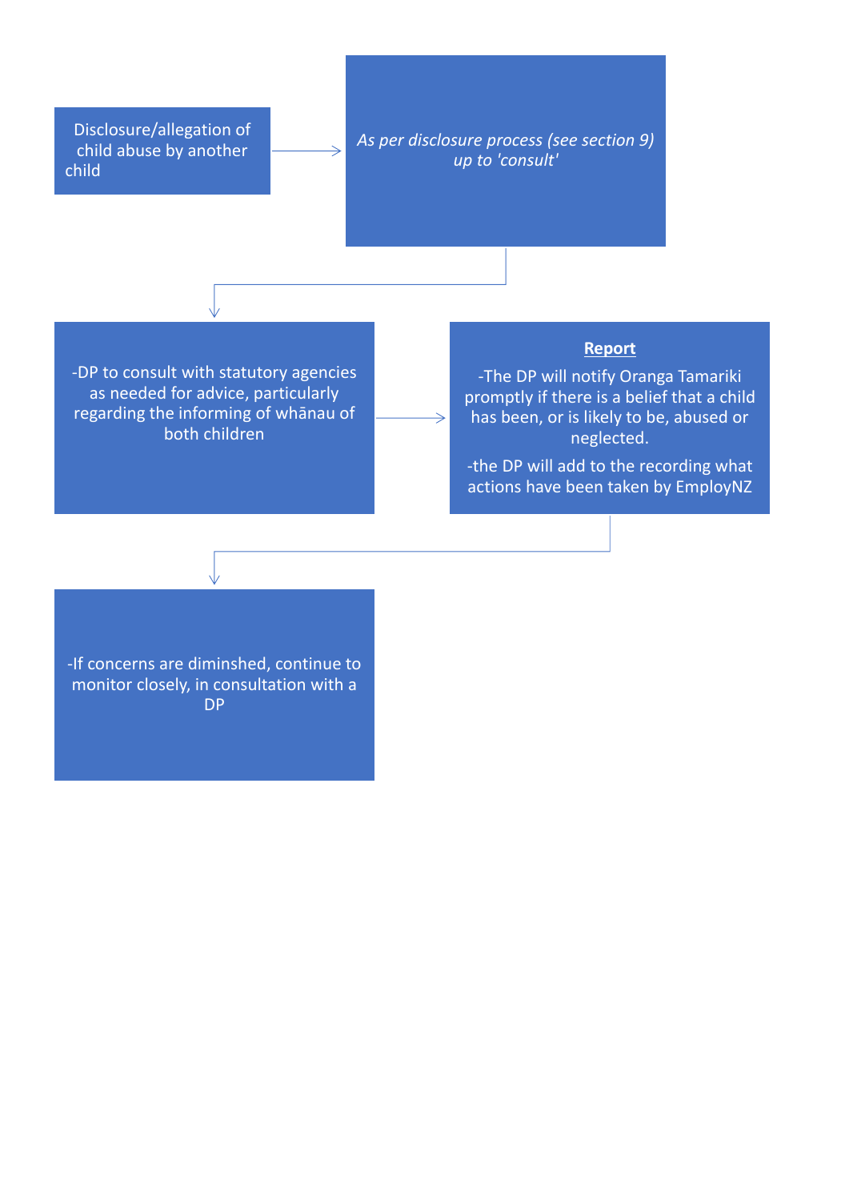Disclosure/allegation of child abuse by another child

→

*As per disclosure process (see section 9) up to 'consult'*

↓

-DP to consult with statutory agencies as needed for advice, particularly regarding the informing of whānau of both children

→

**Report**

-The DP will notify Oranga Tamariki promptly if there is a belief that a child has been, or is likely to be, abused or neglected.

-the DP will add to the recording what actions have been taken by EmployNZ

↓

-If concerns are diminshed, continue to monitor closely, in consultation with a DP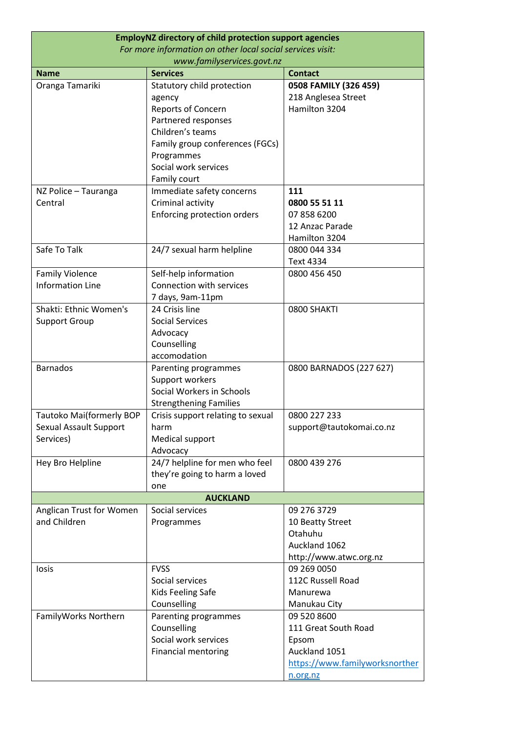| **EmployNZ directory of child protection support agencies**<br>*For more information on other local social services visit: www.familyservices.govt.nz* | | |
|---|---|---|
| **Name** | **Services** | **Contact** |
| Oranga Tamariki | Statutory child protection agency<br>Reports of Concern<br>Partnered responses<br>Children's teams<br>Family group conferences (FGCs)<br>Programmes<br>Social work services<br>Family court | **0508 FAMILY (326 459)**<br>218 Anglesea Street<br>Hamilton 3204 |
| NZ Police – Tauranga Central | Immediate safety concerns<br>Criminal activity<br>Enforcing protection orders | **111**<br>**0800 55 51 11**<br>07 858 6200<br>12 Anzac Parade<br>Hamilton 3204 |
| Safe To Talk | 24/7 sexual harm helpline | 0800 044 334<br>Text 4334 |
| Family Violence Information Line | Self-help information<br>Connection with services<br>7 days, 9am-11pm | 0800 456 450 |
| Shakti: Ethnic Women's Support Group | 24 Crisis line<br>Social Services<br>Advocacy<br>Counselling<br>accomodation | 0800 SHAKTI |
| Barnados | Parenting programmes<br>Support workers<br>Social Workers in Schools<br>Strengthening Families | 0800 BARNADOS (227 627) |
| Tautoko Mai(formerly BOP Sexual Assault Support Services) | Crisis support relating to sexual harm<br>Medical support<br>Advocacy | 0800 227 233<br>support@tautokomai.co.nz |
| Hey Bro Helpline | 24/7 helpline for men who feel they're going to harm a loved one | 0800 439 276 |
| **AUCKLAND** | | |
| Anglican Trust for Women and Children | Social services<br>Programmes | 09 276 3729<br>10 Beatty Street<br>Otahuhu<br>Auckland 1062<br>http://www.atwc.org.nz |
| Iosis | FVSS<br>Social services<br>Kids Feeling Safe<br>Counselling | 09 269 0050<br>112C Russell Road<br>Manurewa<br>Manukau City |
| FamilyWorks Northern | Parenting programmes<br>Counselling<br>Social work services<br>Financial mentoring | 09 520 8600<br>111 Great South Road<br>Epsom<br>Auckland 1051<br>https://www.familyworksnorthern.org.nz |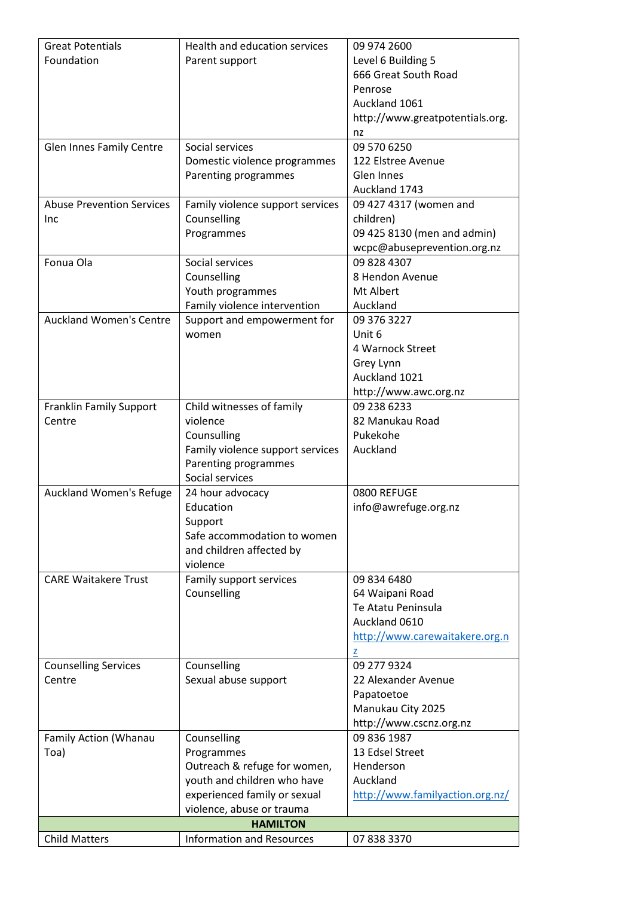| | | |
|---|---|---|
| Great Potentials Foundation | Health and education services<br>Parent support | 09 974 2600<br>Level 6 Building 5<br>666 Great South Road<br>Penrose<br>Auckland 1061<br>http://www.greatpotentials.org.nz |
| Glen Innes Family Centre | Social services<br>Domestic violence programmes<br>Parenting programmes | 09 570 6250<br>122 Elstree Avenue<br>Glen Innes<br>Auckland 1743 |
| Abuse Prevention Services Inc | Family violence support services<br>Counselling<br>Programmes | 09 427 4317 (women and children)<br>09 425 8130 (men and admin)<br>wcpc@abuseprevention.org.nz |
| Fonua Ola | Social services<br>Counselling<br>Youth programmes<br>Family violence intervention | 09 828 4307<br>8 Hendon Avenue<br>Mt Albert<br>Auckland |
| Auckland Women's Centre | Support and empowerment for women | 09 376 3227<br>Unit 6<br>4 Warnock Street<br>Grey Lynn<br>Auckland 1021<br>http://www.awc.org.nz |
| Franklin Family Support Centre | Child witnesses of family violence<br>Counsulling<br>Family violence support services<br>Parenting programmes<br>Social services | 09 238 6233<br>82 Manukau Road<br>Pukekohe<br>Auckland |
| Auckland Women's Refuge | 24 hour advocacy<br>Education<br>Support<br>Safe accommodation to women and children affected by violence | 0800 REFUGE<br>info@awrefuge.org.nz |
| CARE Waitakere Trust | Family support services<br>Counselling | 09 834 6480<br>64 Waipani Road<br>Te Atatu Peninsula<br>Auckland 0610<br>http://www.carewaitakere.org.nz |
| Counselling Services Centre | Counselling<br>Sexual abuse support | 09 277 9324<br>22 Alexander Avenue<br>Papatoetoe<br>Manukau City 2025<br>http://www.cscnz.org.nz |
| Family Action (Whanau Toa) | Counselling<br>Programmes<br>Outreach & refuge for women, youth and children who have experienced family or sexual violence, abuse or trauma | 09 836 1987<br>13 Edsel Street<br>Henderson<br>Auckland<br>http://www.familyaction.org.nz/ |
| **HAMILTON** | | |
| Child Matters | Information and Resources | 07 838 3370 |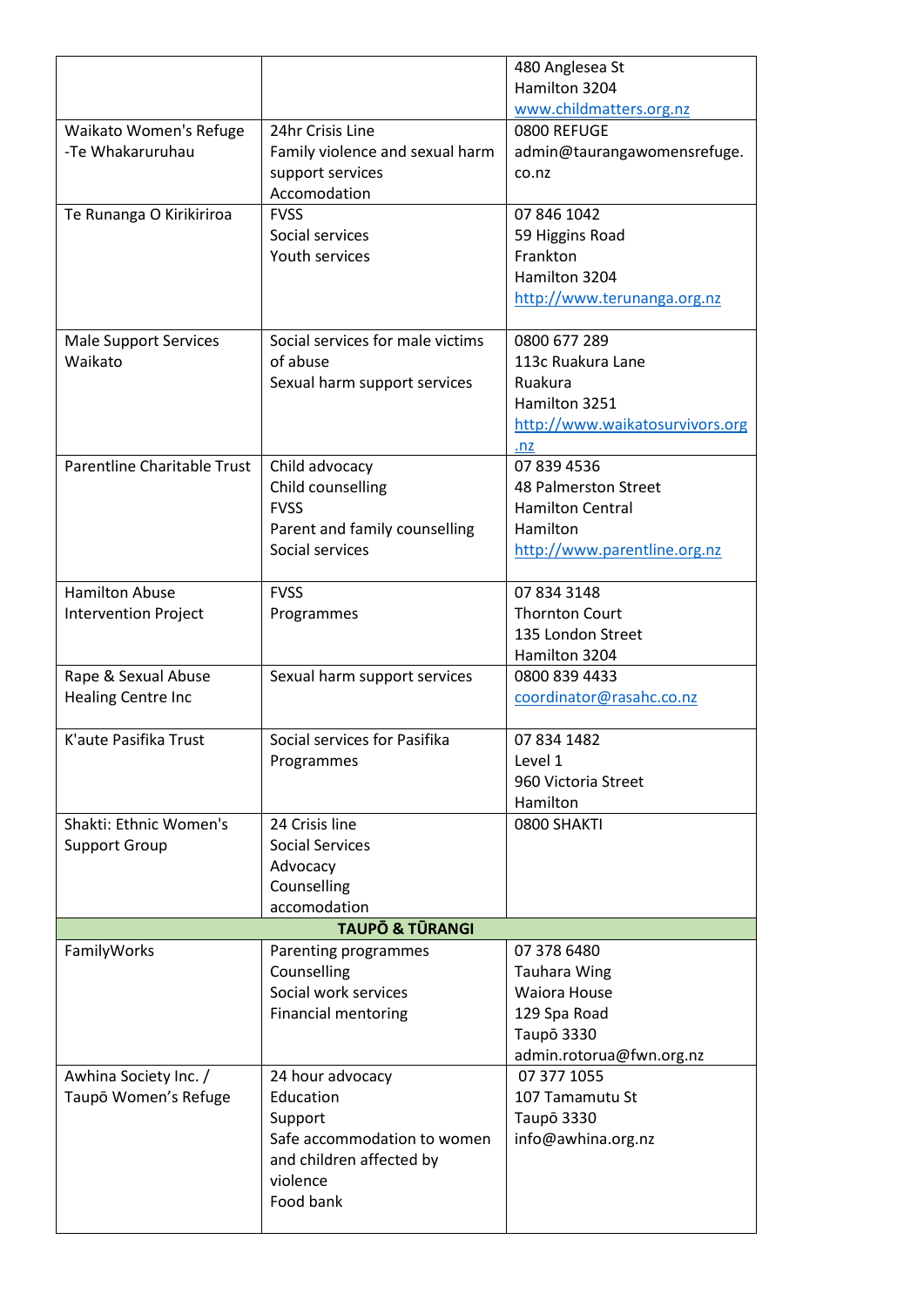| | | |
|---|---|---|
| | | 480 Anglesea St<br>Hamilton 3204<br>www.childmatters.org.nz |
| Waikato Women's Refuge -Te Whakaruruhau | 24hr Crisis Line<br>Family violence and sexual harm support services<br>Accomodation | 0800 REFUGE<br>admin@taurangawomensrefuge.co.nz |
| Te Runanga O Kirikiriroa | FVSS<br>Social services<br>Youth services | 07 846 1042<br>59 Higgins Road<br>Frankton<br>Hamilton 3204<br>http://www.terunanga.org.nz |
| Male Support Services Waikato | Social services for male victims of abuse<br>Sexual harm support services | 0800 677 289<br>113c Ruakura Lane<br>Ruakura<br>Hamilton 3251<br>http://www.waikatosurvivors.org.nz |
| Parentline Charitable Trust | Child advocacy<br>Child counselling<br>FVSS<br>Parent and family counselling<br>Social services | 07 839 4536<br>48 Palmerston Street<br>Hamilton Central<br>Hamilton<br>http://www.parentline.org.nz |
| Hamilton Abuse Intervention Project | FVSS<br>Programmes | 07 834 3148<br>Thornton Court<br>135 London Street<br>Hamilton 3204 |
| Rape & Sexual Abuse Healing Centre Inc | Sexual harm support services | 0800 839 4433<br>coordinator@rasahc.co.nz |
| K'aute Pasifika Trust | Social services for Pasifika<br>Programmes | 07 834 1482<br>Level 1<br>960 Victoria Street<br>Hamilton |
| Shakti: Ethnic Women's Support Group | 24 Crisis line<br>Social Services<br>Advocacy<br>Counselling<br>accomodation | 0800 SHAKTI |
| **TAUPŌ & TŪRANGI** | | |
| FamilyWorks | Parenting programmes<br>Counselling<br>Social work services<br>Financial mentoring | 07 378 6480<br>Tauhara Wing<br>Waiora House<br>129 Spa Road<br>Taupō 3330<br>admin.rotorua@fwn.org.nz |
| Awhina Society Inc. / Taupō Women's Refuge | 24 hour advocacy<br>Education<br>Support<br>Safe accommodation to women and children affected by violence<br>Food bank | 07 377 1055<br>107 Tamamutu St<br>Taupō 3330<br>info@awhina.org.nz |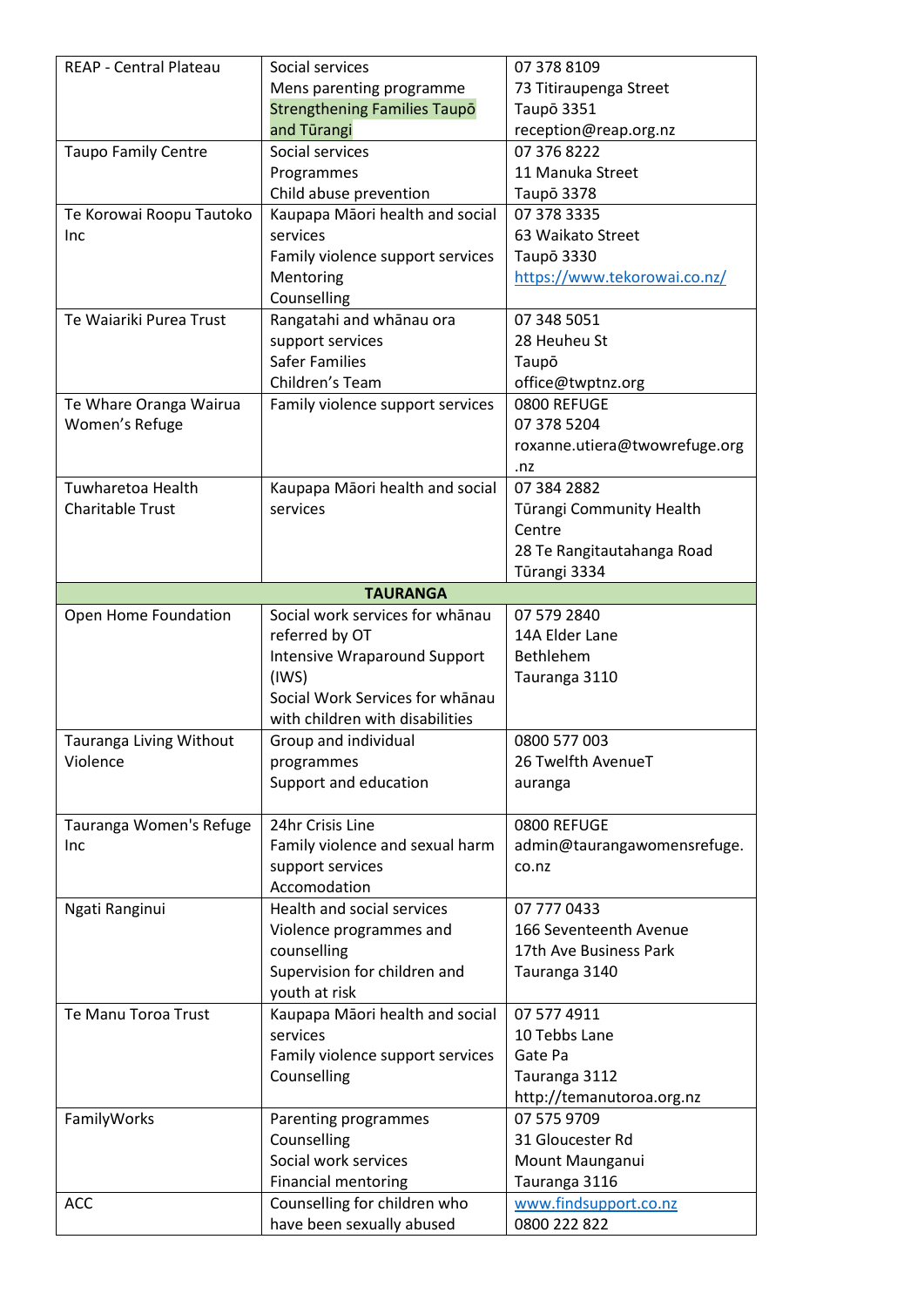| | | |
|---|---|---|
| REAP - Central Plateau | Social services<br>Mens parenting programme<br>Strengthening Families Taupō and Tūrangi | 07 378 8109<br>73 Titiraupenga Street<br>Taupō 3351<br>reception@reap.org.nz |
| Taupo Family Centre | Social services<br>Programmes<br>Child abuse prevention | 07 376 8222<br>11 Manuka Street<br>Taupō 3378 |
| Te Korowai Roopu Tautoko Inc | Kaupapa Māori health and social services<br>Family violence support services<br>Mentoring<br>Counselling | 07 378 3335<br>63 Waikato Street<br>Taupō 3330<br>https://www.tekorowai.co.nz/ |
| Te Waiariki Purea Trust | Rangatahi and whānau ora support services<br>Safer Families<br>Children's Team | 07 348 5051<br>28 Heuheu St<br>Taupō<br>office@twptnz.org |
| Te Whare Oranga Wairua Women's Refuge | Family violence support services | 0800 REFUGE<br>07 378 5204<br>roxanne.utiera@twowrefuge.org.nz |
| Tuwharetoa Health Charitable Trust | Kaupapa Māori health and social services | 07 384 2882<br>Tūrangi Community Health Centre<br>28 Te Rangitautahanga Road<br>Tūrangi 3334 |
| **TAURANGA** | | |
| Open Home Foundation | Social work services for whānau referred by OT<br>Intensive Wraparound Support (IWS)<br>Social Work Services for whānau with children with disabilities | 07 579 2840<br>14A Elder Lane<br>Bethlehem<br>Tauranga 3110 |
| Tauranga Living Without Violence | Group and individual programmes<br>Support and education | 0800 577 003<br>26 Twelfth AvenueT auranga |
| Tauranga Women's Refuge Inc | 24hr Crisis Line<br>Family violence and sexual harm support services<br>Accomodation | 0800 REFUGE<br>admin@taurangawomensrefuge.co.nz |
| Ngati Ranginui | Health and social services<br>Violence programmes and counselling<br>Supervision for children and youth at risk | 07 777 0433<br>166 Seventeenth Avenue<br>17th Ave Business Park<br>Tauranga 3140 |
| Te Manu Toroa Trust | Kaupapa Māori health and social services<br>Family violence support services<br>Counselling | 07 577 4911<br>10 Tebbs Lane<br>Gate Pa<br>Tauranga 3112<br>http://temanutoroa.org.nz |
| FamilyWorks | Parenting programmes<br>Counselling<br>Social work services<br>Financial mentoring | 07 575 9709<br>31 Gloucester Rd<br>Mount Maunganui<br>Tauranga 3116 |
| ACC | Counselling for children who have been sexually abused | www.findsupport.co.nz<br>0800 222 822 |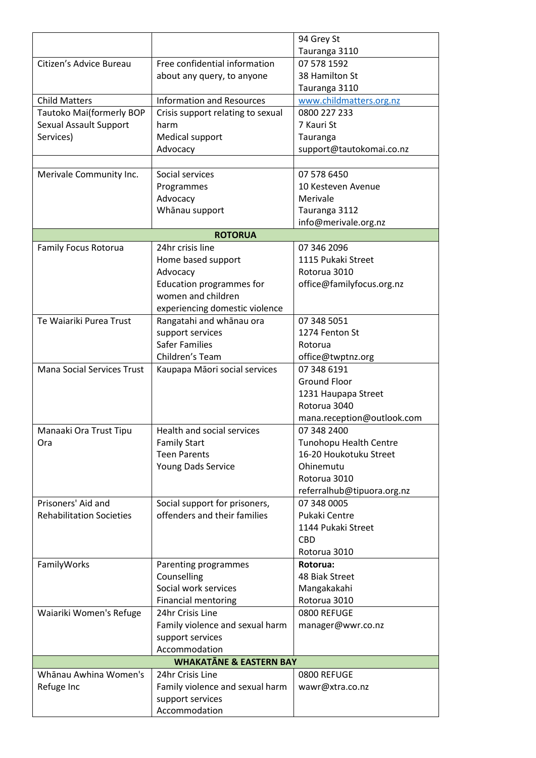| | | |
|---|---|---|
| | | 94 Grey St<br>Tauranga 3110 |
| Citizen's Advice Bureau | Free confidential information about any query, to anyone | 07 578 1592<br>38 Hamilton St<br>Tauranga 3110 |
| Child Matters | Information and Resources | www.childmatters.org.nz |
| Tautoko Mai(formerly BOP Sexual Assault Support Services) | Crisis support relating to sexual harm<br>Medical support<br>Advocacy | 0800 227 233<br>7 Kauri St<br>Tauranga<br>support@tautokomai.co.nz |
| | | |
| Merivale Community Inc. | Social services<br>Programmes<br>Advocacy<br>Whānau support | 07 578 6450<br>10 Kesteven Avenue<br>Merivale<br>Tauranga 3112<br>info@merivale.org.nz |
| **ROTORUA** | | |
| Family Focus Rotorua | 24hr crisis line<br>Home based support<br>Advocacy<br>Education programmes for women and children experiencing domestic violence | 07 346 2096<br>1115 Pukaki Street<br>Rotorua 3010<br>office@familyfocus.org.nz |
| Te Waiariki Purea Trust | Rangatahi and whānau ora support services<br>Safer Families<br>Children's Team | 07 348 5051<br>1274 Fenton St<br>Rotorua<br>office@twptnz.org |
| Mana Social Services Trust | Kaupapa Māori social services | 07 348 6191<br>Ground Floor<br>1231 Haupapa Street<br>Rotorua 3040<br>mana.reception@outlook.com |
| Manaaki Ora Trust Tipu Ora | Health and social services<br>Family Start<br>Teen Parents<br>Young Dads Service | 07 348 2400<br>Tunohopu Health Centre<br>16-20 Houkotuku Street<br>Ohinemutu<br>Rotorua 3010<br>referralhub@tipuora.org.nz |
| Prisoners' Aid and Rehabilitation Societies | Social support for prisoners, offenders and their families | 07 348 0005<br>Pukaki Centre<br>1144 Pukaki Street<br>CBD<br>Rotorua 3010 |
| FamilyWorks | Parenting programmes<br>Counselling<br>Social work services<br>Financial mentoring | **Rotorua:**<br>48 Biak Street<br>Mangakakahi<br>Rotorua 3010 |
| Waiariki Women's Refuge | 24hr Crisis Line<br>Family violence and sexual harm support services<br>Accommodation | 0800 REFUGE<br>manager@wwr.co.nz |
| **WHAKATĀNE & EASTERN BAY** | | |
| Whānau Awhina Women's Refuge Inc | 24hr Crisis Line<br>Family violence and sexual harm support services<br>Accommodation | 0800 REFUGE<br>wawr@xtra.co.nz |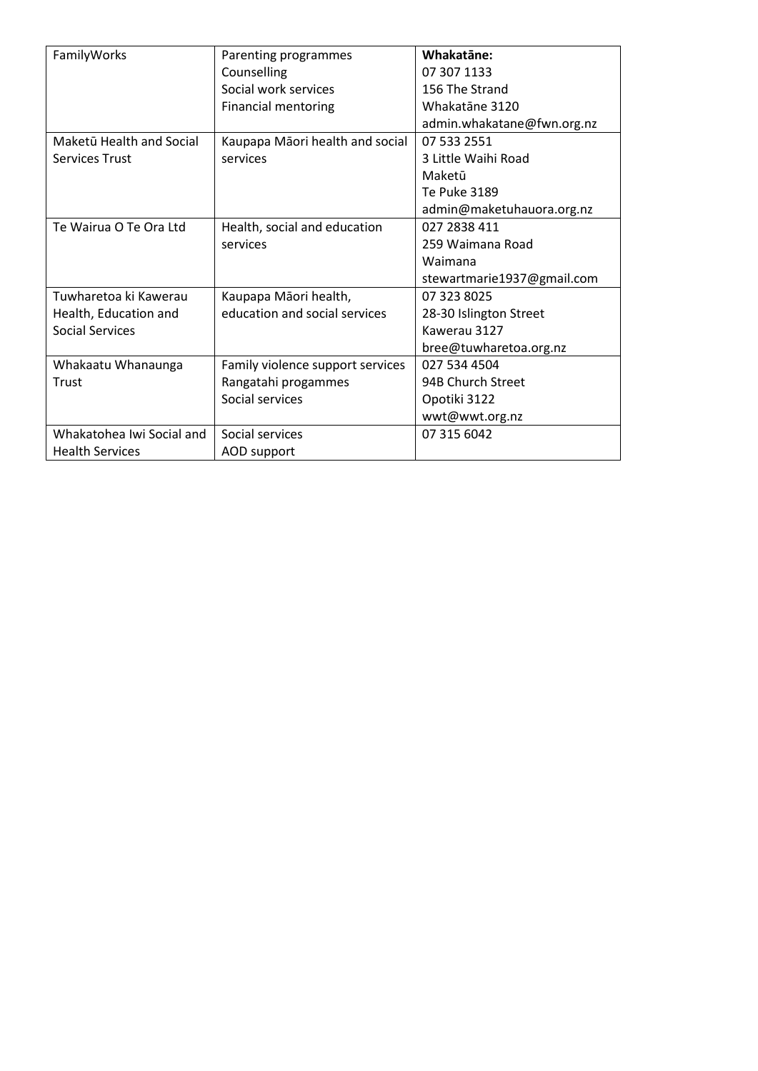| | | |
|---|---|---|
| FamilyWorks | Parenting programmes<br>Counselling<br>Social work services<br>Financial mentoring | **Whakatāne:**<br>07 307 1133<br>156 The Strand<br>Whakatāne 3120<br>admin.whakatane@fwn.org.nz |
| Maketū Health and Social Services Trust | Kaupapa Māori health and social services | 07 533 2551<br>3 Little Waihi Road<br>Maketū<br>Te Puke 3189<br>admin@maketuhauora.org.nz |
| Te Wairua O Te Ora Ltd | Health, social and education services | 027 2838 411<br>259 Waimana Road<br>Waimana<br>stewartmarie1937@gmail.com |
| Tuwharetoa ki Kawerau Health, Education and Social Services | Kaupapa Māori health, education and social services | 07 323 8025<br>28-30 Islington Street<br>Kawerau 3127<br>bree@tuwharetoa.org.nz |
| Whakaatu Whanaunga Trust | Family violence support services<br>Rangatahi progammes<br>Social services | 027 534 4504<br>94B Church Street<br>Opotiki 3122<br>wwt@wwt.org.nz |
| Whakatohea Iwi Social and Health Services | Social services<br>AOD support | 07 315 6042 |